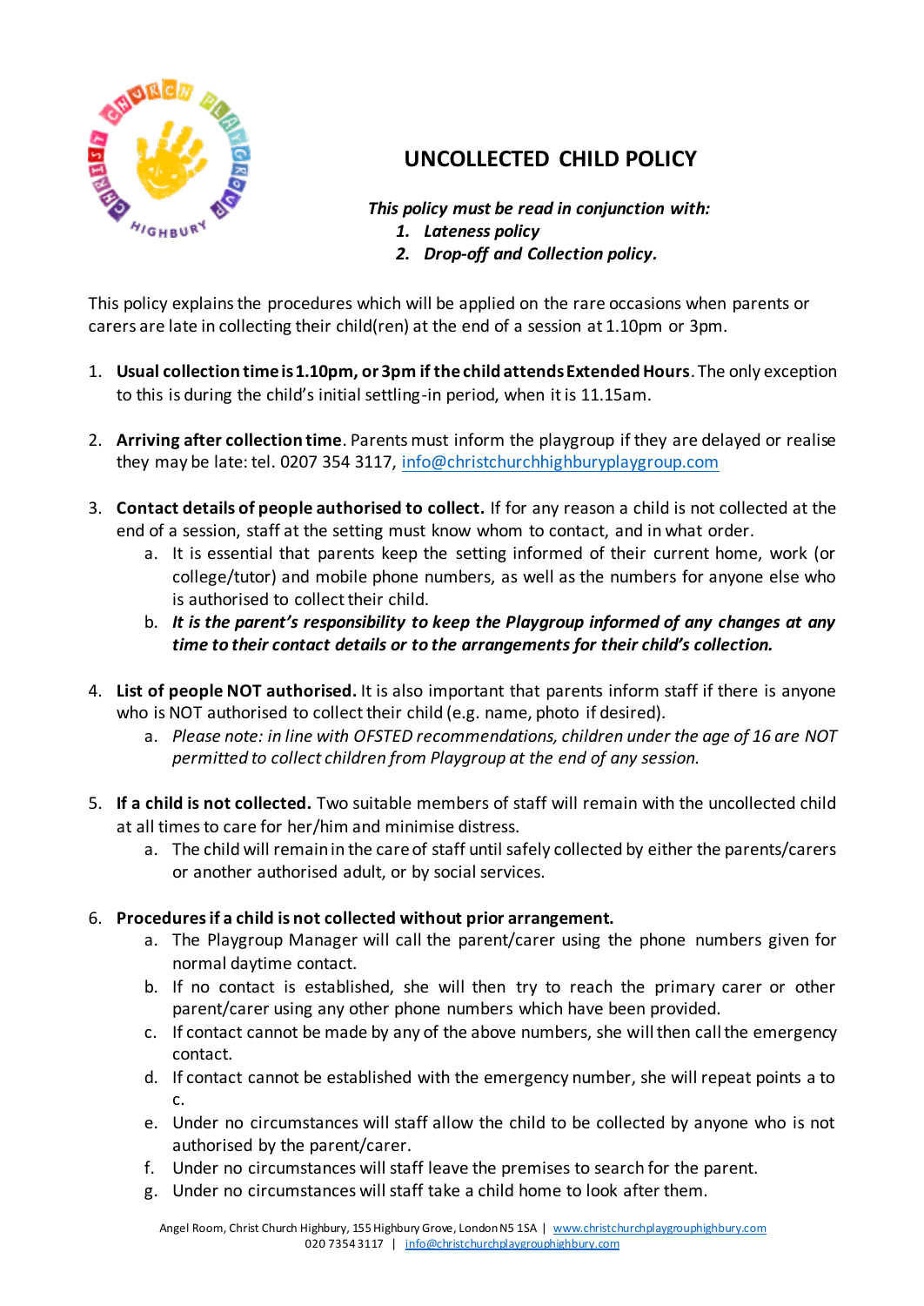# UNCOLLECTED CHILD POLICY

***This policy must be read in conjunction with:***

1. ***Lateness policy***
2. ***Drop-off and Collection policy.***

This policy explains the procedures which will be applied on the rare occasions when parents or carers are late in collecting their child(ren) at the end of a session at 1.10pm or 3pm.

1. **Usual collection time is 1.10pm, or 3pm if the child attends Extended Hours**. The only exception to this is during the child's initial settling-in period, when it is 11.15am.

2. **Arriving after collection time**. Parents must inform the playgroup if they are delayed or realise they may be late: tel. 0207 354 3117, info@christchurchhighburyplaygroup.com

3. **Contact details of people authorised to collect.** If for any reason a child is not collected at the end of a session, staff at the setting must know whom to contact, and in what order.
   a. It is essential that parents keep the setting informed of their current home, work (or college/tutor) and mobile phone numbers, as well as the numbers for anyone else who is authorised to collect their child.
   b. ***It is the parent's responsibility to keep the Playgroup informed of any changes at any time to their contact details or to the arrangements for their child's collection.***

4. **List of people NOT authorised.** It is also important that parents inform staff if there is anyone who is NOT authorised to collect their child (e.g. name, photo if desired).
   a. *Please note: in line with OFSTED recommendations, children under the age of 16 are NOT permitted to collect children from Playgroup at the end of any session.*

5. **If a child is not collected.** Two suitable members of staff will remain with the uncollected child at all times to care for her/him and minimise distress.
   a. The child will remain in the care of staff until safely collected by either the parents/carers or another authorised adult, or by social services.

6. **Procedures if a child is not collected without prior arrangement.**
   a. The Playgroup Manager will call the parent/carer using the phone numbers given for normal daytime contact.
   b. If no contact is established, she will then try to reach the primary carer or other parent/carer using any other phone numbers which have been provided.
   c. If contact cannot be made by any of the above numbers, she will then call the emergency contact.
   d. If contact cannot be established with the emergency number, she will repeat points a to c.
   e. Under no circumstances will staff allow the child to be collected by anyone who is not authorised by the parent/carer.
   f. Under no circumstances will staff leave the premises to search for the parent.
   g. Under no circumstances will staff take a child home to look after them.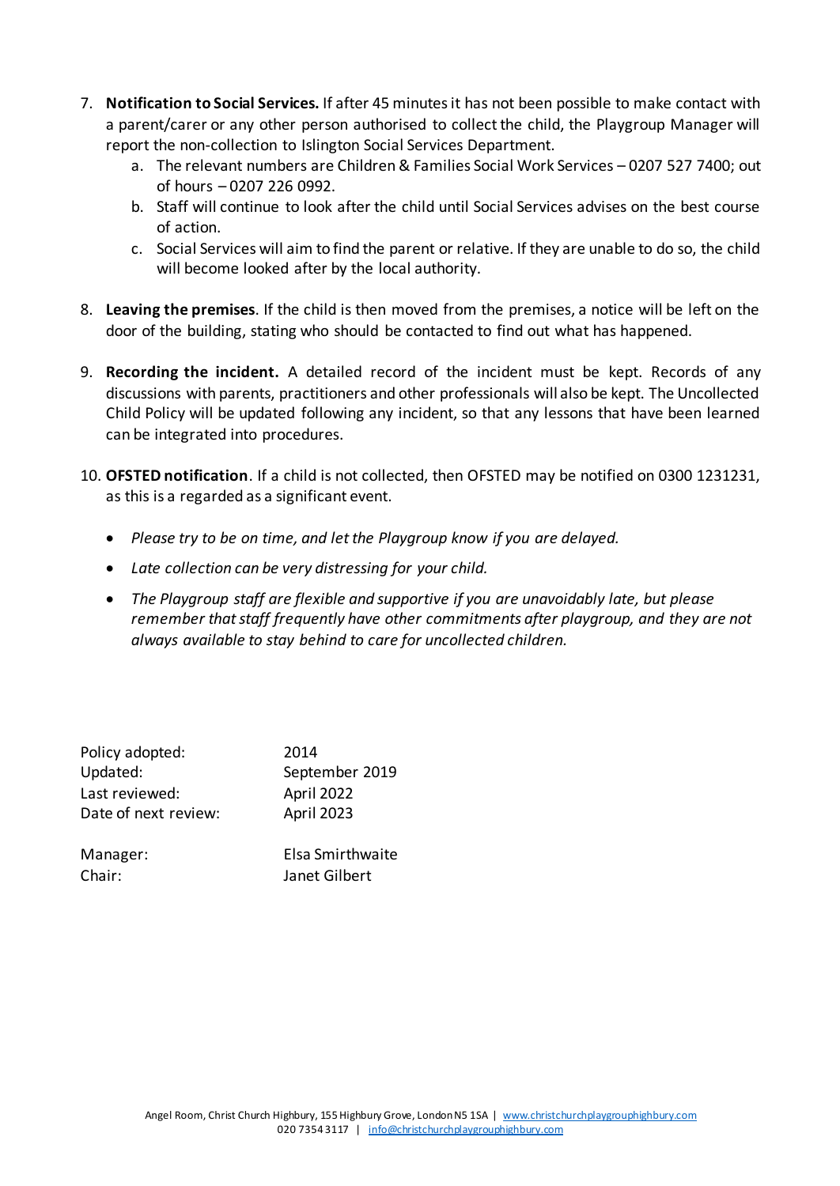7. **Notification to Social Services.** If after 45 minutes it has not been possible to make contact with a parent/carer or any other person authorised to collect the child, the Playgroup Manager will report the non-collection to Islington Social Services Department.
   a. The relevant numbers are Children & Families Social Work Services – 0207 527 7400; out of hours – 0207 226 0992.
   b. Staff will continue to look after the child until Social Services advises on the best course of action.
   c. Social Services will aim to find the parent or relative. If they are unable to do so, the child will become looked after by the local authority.

8. **Leaving the premises**. If the child is then moved from the premises, a notice will be left on the door of the building, stating who should be contacted to find out what has happened.

9. **Recording the incident.** A detailed record of the incident must be kept. Records of any discussions with parents, practitioners and other professionals will also be kept. The Uncollected Child Policy will be updated following any incident, so that any lessons that have been learned can be integrated into procedures.

10. **OFSTED notification**. If a child is not collected, then OFSTED may be notified on 0300 1231231, as this is a regarded as a significant event.

- *Please try to be on time, and let the Playgroup know if you are delayed.*
- *Late collection can be very distressing for your child.*
- *The Playgroup staff are flexible and supportive if you are unavoidably late, but please remember that staff frequently have other commitments after playgroup, and they are not always available to stay behind to care for uncollected children.*

| | |
|---|---|
| Policy adopted: | 2014 |
| Updated: | September 2019 |
| Last reviewed: | April 2022 |
| Date of next review: | April 2023 |
| | |
| Manager: | Elsa Smirthwaite |
| Chair: | Janet Gilbert |

Angel Room, Christ Church Highbury, 155 Highbury Grove, London N5 1SA | www.christchurchplaygrouphighbury.com
020 7354 3117 | info@christchurchplaygrouphighbury.com